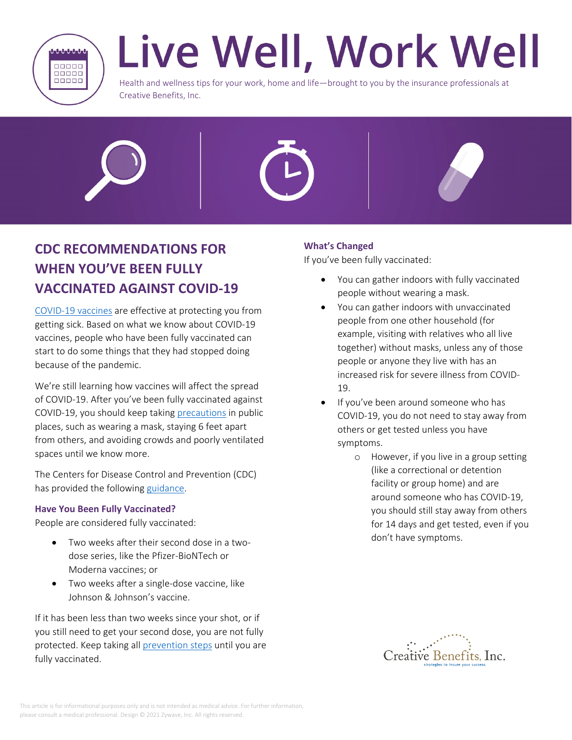# Live Well, Work Well

Health and wellness tips for your work, home and life—brought to you by the insurance professionals at Creative Benefits, Inc.

## CDC RECOMMENDATIONS FOR WHEN YOU'VE BEEN FULLY VACCINATED AGAINST COVID-19

COVID-19 vaccines are effective at protecting you from getting sick. Based on what we know about COVID-19 vaccines, people who have been fully vaccinated can start to do some things that they had stopped doing because of the pandemic.

We're still learning how vaccines will affect the spread of COVID-19. After you've been fully vaccinated against COVID-19, you should keep taking precautions in public places, such as wearing a mask, staying 6 feet apart from others, and avoiding crowds and poorly ventilated spaces until we know more.

The Centers for Disease Control and Prevention (CDC) has provided the following guidance.

### Have You Been Fully Vaccinated?

People are considered fully vaccinated:

- Two weeks after their second dose in a two-dose series, like the Pfizer-BioNTech or Moderna vaccines; or
- Two weeks after a single-dose vaccine, like Johnson & Johnson's vaccine.

If it has been less than two weeks since your shot, or if you still need to get your second dose, you are not fully protected. Keep taking all prevention steps until you are fully vaccinated.

### What's Changed

If you've been fully vaccinated:

- You can gather indoors with fully vaccinated people without wearing a mask.
- You can gather indoors with unvaccinated people from one other household (for example, visiting with relatives who all live together) without masks, unless any of those people or anyone they live with has an increased risk for severe illness from COVID-19.
- If you've been around someone who has COVID-19, you do not need to stay away from others or get tested unless you have symptoms.
  - However, if you live in a group setting (like a correctional or detention facility or group home) and are around someone who has COVID-19, you should still stay away from others for 14 days and get tested, even if you don't have symptoms.

Creative Benefits, Inc.
strategies to insure your success

This article is for informational purposes only and is not intended as medical advice. For further information, please consult a medical professional. Design © 2021 Zywave, Inc. All rights reserved.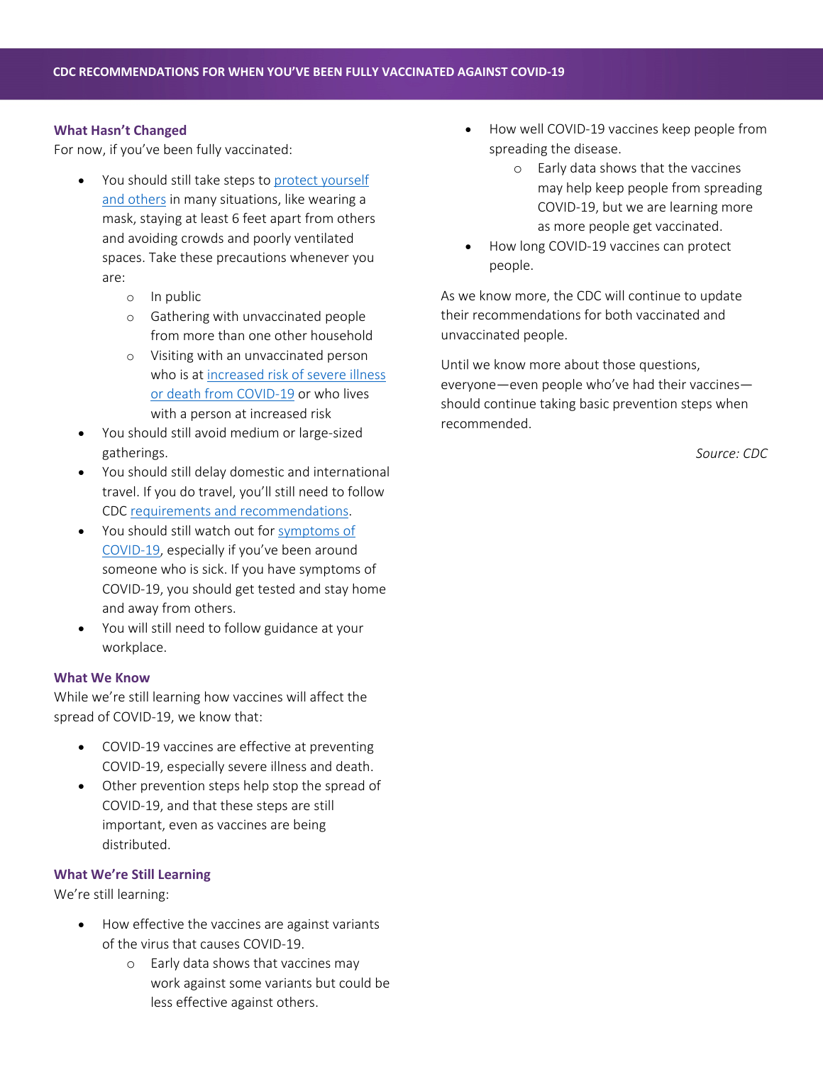# CDC RECOMMENDATIONS FOR WHEN YOU'VE BEEN FULLY VACCINATED AGAINST COVID-19

### What Hasn't Changed

For now, if you've been fully vaccinated:

- You should still take steps to protect yourself and others in many situations, like wearing a mask, staying at least 6 feet apart from others and avoiding crowds and poorly ventilated spaces. Take these precautions whenever you are:
  - In public
  - Gathering with unvaccinated people from more than one other household
  - Visiting with an unvaccinated person who is at increased risk of severe illness or death from COVID-19 or who lives with a person at increased risk
- You should still avoid medium or large-sized gatherings.
- You should still delay domestic and international travel. If you do travel, you'll still need to follow CDC requirements and recommendations.
- You should still watch out for symptoms of COVID-19, especially if you've been around someone who is sick. If you have symptoms of COVID-19, you should get tested and stay home and away from others.
- You will still need to follow guidance at your workplace.

### What We Know

While we're still learning how vaccines will affect the spread of COVID-19, we know that:

- COVID-19 vaccines are effective at preventing COVID-19, especially severe illness and death.
- Other prevention steps help stop the spread of COVID-19, and that these steps are still important, even as vaccines are being distributed.

### What We're Still Learning

We're still learning:

- How effective the vaccines are against variants of the virus that causes COVID-19.
  - Early data shows that vaccines may work against some variants but could be less effective against others.
- How well COVID-19 vaccines keep people from spreading the disease.
  - Early data shows that the vaccines may help keep people from spreading COVID-19, but we are learning more as more people get vaccinated.
- How long COVID-19 vaccines can protect people.

As we know more, the CDC will continue to update their recommendations for both vaccinated and unvaccinated people.

Until we know more about those questions, everyone—even people who've had their vaccines—should continue taking basic prevention steps when recommended.

*Source: CDC*